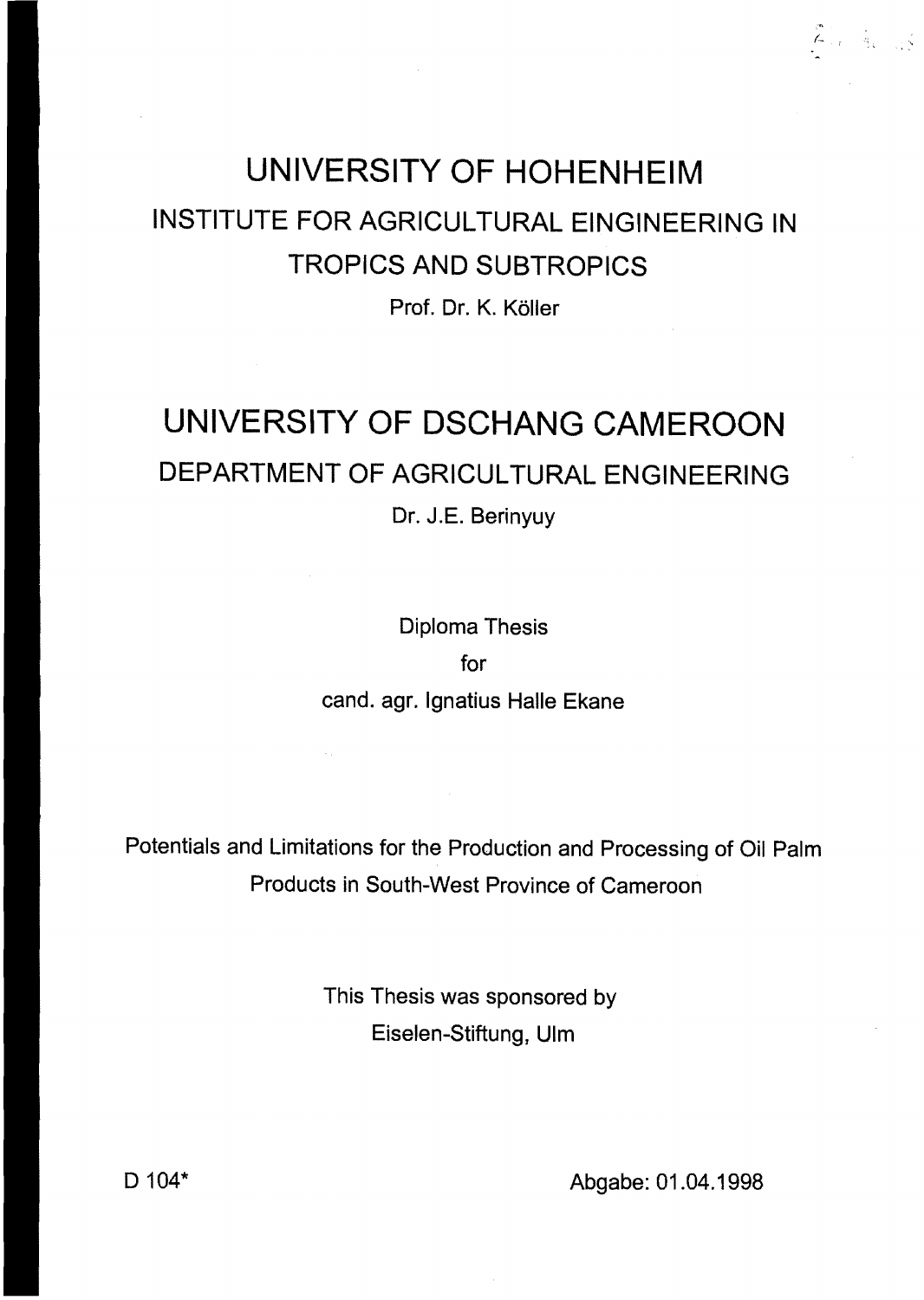# UNIVERSITY OF HOHENHEIM

## INSTITUTE FOR AGRICULTURAL EINGINEERING IN TROPICS AND SUBTROPICS

Prof. Dr. K. Köller

# UNIVERSITY OF DSCHANG CAMEROON

## DEPARTMENT OF AGRICULTURAL ENGINEERING

Dr. J.E. Berinyuy

Diploma Thesis

for

cand. agr. Ignatius Halle Ekane

Potentials and Limitations for the Production and Processing of Oil Palm Products in South-West Province of Cameroon

This Thesis was sponsored by

Eiselen-Stiftung, Ulm

D 104*

Abgabe: 01.04.1998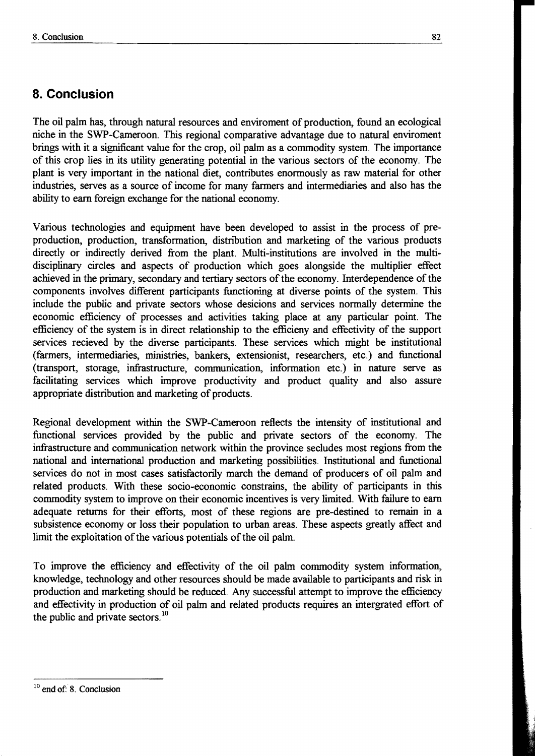# 8. Conclusion

The oil palm has, through natural resources and enviroment of production, found an ecological niche in the SWP-Cameroon. This regional comparative advantage due to natural enviroment brings with it a significant value for the crop, oil palm as a commodity system. The importance of this crop lies in its utility generating potential in the various sectors of the economy. The plant is very important in the national diet, contributes enormously as raw material for other industries, serves as a source of income for many farmers and intermediaries and also has the ability to earn foreign exchange for the national economy.

Various technologies and equipment have been developed to assist in the process of pre-production, production, transformation, distribution and marketing of the various products directly or indirectly derived from the plant. Multi-institutions are involved in the multi-disciplinary circles and aspects of production which goes alongside the multiplier effect achieved in the primary, secondary and tertiary sectors of the economy. Interdependence of the components involves different participants functioning at diverse points of the system. This include the public and private sectors whose desicions and services normally determine the economic efficiency of processes and activities taking place at any particular point. The efficiency of the system is in direct relationship to the efficieny and effectivity of the support services recieved by the diverse participants. These services which might be institutional (farmers, intermediaries, ministries, bankers, extensionist, researchers, etc.) and functional (transport, storage, infrastructure, communication, information etc.) in nature serve as facilitating services which improve productivity and product quality and also assure appropriate distribution and marketing of products.

Regional development within the SWP-Cameroon reflects the intensity of institutional and functional services provided by the public and private sectors of the economy. The infrastructure and communication network within the province secludes most regions from the national and international production and marketing possibilities. Institutional and functional services do not in most cases satisfactorily march the demand of producers of oil palm and related products. With these socio-economic constrains, the ability of participants in this commodity system to improve on their economic incentives is very limited. With failure to earn adequate returns for their efforts, most of these regions are pre-destined to remain in a subsistence economy or loss their population to urban areas. These aspects greatly affect and limit the exploitation of the various potentials of the oil palm.

To improve the efficiency and effectivity of the oil palm commodity system information, knowledge, technology and other resources should be made available to participants and risk in production and marketing should be reduced. Any successful attempt to improve the efficiency and effectivity in production of oil palm and related products requires an intergrated effort of the public and private sectors.[10]

[10] end of: 8. Conclusion